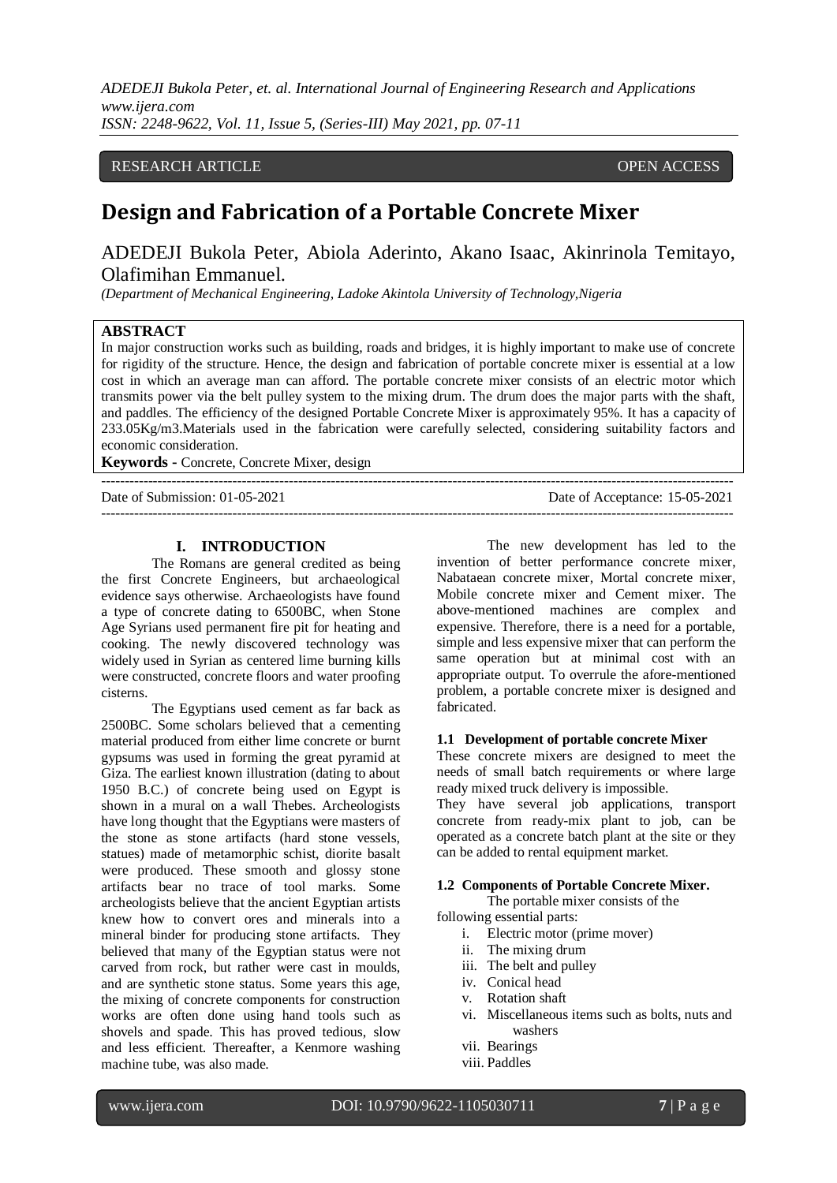RESEARCH ARTICLE OPEN ACCESS

# Design and Fabrication of a Portable Concrete Mixer

ADEDEJI Bukola Peter, Abiola Aderinto, Akano Isaac, Akinrinola Temitayo, Olafimihan Emmanuel.

*(Department of Mechanical Engineering, Ladoke Akintola University of Technology,Nigeria*

## ABSTRACT

In major construction works such as building, roads and bridges, it is highly important to make use of concrete for rigidity of the structure. Hence, the design and fabrication of portable concrete mixer is essential at a low cost in which an average man can afford. The portable concrete mixer consists of an electric motor which transmits power via the belt pulley system to the mixing drum. The drum does the major parts with the shaft, and paddles. The efficiency of the designed Portable Concrete Mixer is approximately 95%. It has a capacity of 233.05Kg/m3.Materials used in the fabrication were carefully selected, considering suitability factors and economic consideration.

**Keywords -** Concrete, Concrete Mixer, design

Date of Submission: 01-05-2021 Date of Acceptance: 15-05-2021

## I. INTRODUCTION

The Romans are general credited as being the first Concrete Engineers, but archaeological evidence says otherwise. Archaeologists have found a type of concrete dating to 6500BC, when Stone Age Syrians used permanent fire pit for heating and cooking. The newly discovered technology was widely used in Syrian as centered lime burning kills were constructed, concrete floors and water proofing cisterns.

The Egyptians used cement as far back as 2500BC. Some scholars believed that a cementing material produced from either lime concrete or burnt gypsums was used in forming the great pyramid at Giza. The earliest known illustration (dating to about 1950 B.C.) of concrete being used on Egypt is shown in a mural on a wall Thebes. Archeologists have long thought that the Egyptians were masters of the stone as stone artifacts (hard stone vessels, statues) made of metamorphic schist, diorite basalt were produced. These smooth and glossy stone artifacts bear no trace of tool marks. Some archeologists believe that the ancient Egyptian artists knew how to convert ores and minerals into a mineral binder for producing stone artifacts. They believed that many of the Egyptian status were not carved from rock, but rather were cast in moulds, and are synthetic stone status. Some years this age, the mixing of concrete components for construction works are often done using hand tools such as shovels and spade. This has proved tedious, slow and less efficient. Thereafter, a Kenmore washing machine tube, was also made.

The new development has led to the invention of better performance concrete mixer, Nabataean concrete mixer, Mortal concrete mixer, Mobile concrete mixer and Cement mixer. The above-mentioned machines are complex and expensive. Therefore, there is a need for a portable, simple and less expensive mixer that can perform the same operation but at minimal cost with an appropriate output. To overrule the afore-mentioned problem, a portable concrete mixer is designed and fabricated.

### 1.1 Development of portable concrete Mixer

These concrete mixers are designed to meet the needs of small batch requirements or where large ready mixed truck delivery is impossible.

They have several job applications, transport concrete from ready-mix plant to job, can be operated as a concrete batch plant at the site or they can be added to rental equipment market.

### 1.2 Components of Portable Concrete Mixer.

The portable mixer consists of the following essential parts:

i. Electric motor (prime mover)
ii. The mixing drum
iii. The belt and pulley
iv. Conical head
v. Rotation shaft
vi. Miscellaneous items such as bolts, nuts and washers
vii. Bearings
viii. Paddles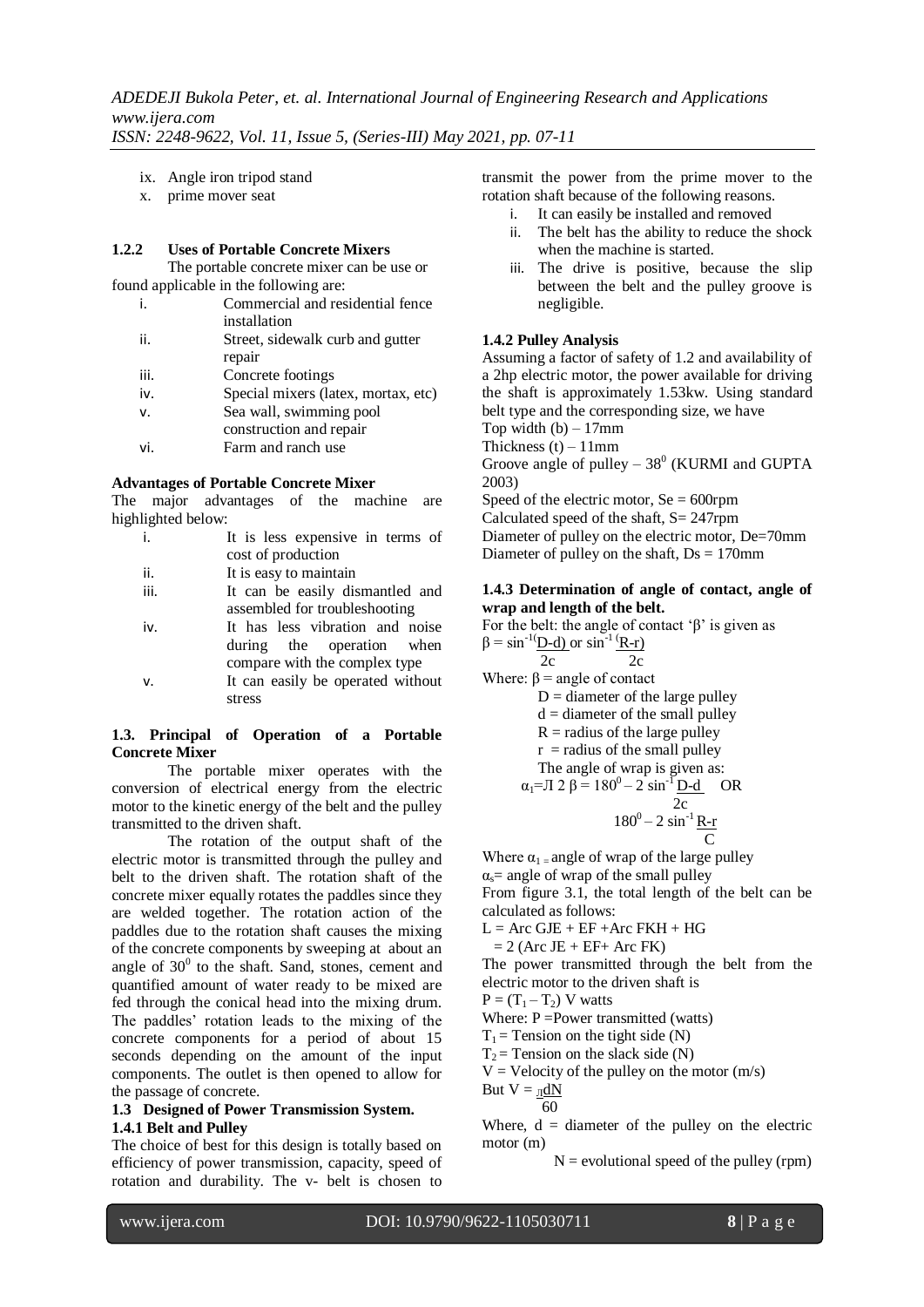ix. Angle iron tripod stand
x. prime mover seat

### 1.2.2 Uses of Portable Concrete Mixers

The portable concrete mixer can be use or found applicable in the following are:

i. Commercial and residential fence installation
ii. Street, sidewalk curb and gutter repair
iii. Concrete footings
iv. Special mixers (latex, mortax, etc)
v. Sea wall, swimming pool construction and repair
vi. Farm and ranch use

**Advantages of Portable Concrete Mixer**

The major advantages of the machine are highlighted below:

i. It is less expensive in terms of cost of production
ii. It is easy to maintain
iii. It can be easily dismantled and assembled for troubleshooting
iv. It has less vibration and noise during the operation when compare with the complex type
v. It can easily be operated without stress

### 1.3. Principal of Operation of a Portable Concrete Mixer

The portable mixer operates with the conversion of electrical energy from the electric motor to the kinetic energy of the belt and the pulley transmitted to the driven shaft.

The rotation of the output shaft of the electric motor is transmitted through the pulley and belt to the driven shaft. The rotation shaft of the concrete mixer equally rotates the paddles since they are welded together. The rotation action of the paddles due to the rotation shaft causes the mixing of the concrete components by sweeping at about an angle of $30^0$ to the shaft. Sand, stones, cement and quantified amount of water ready to be mixed are fed through the conical head into the mixing drum. The paddles' rotation leads to the mixing of the concrete components for a period of about 15 seconds depending on the amount of the input components. The outlet is then opened to allow for the passage of concrete.

### 1.3 Designed of Power Transmission System.

### 1.4.1 Belt and Pulley

The choice of best for this design is totally based on efficiency of power transmission, capacity, speed of rotation and durability. The v- belt is chosen to transmit the power from the prime mover to the rotation shaft because of the following reasons.

i. It can easily be installed and removed
ii. The belt has the ability to reduce the shock when the machine is started.
iii. The drive is positive, because the slip between the belt and the pulley groove is negligible.

### 1.4.2 Pulley Analysis

Assuming a factor of safety of 1.2 and availability of a 2hp electric motor, the power available for driving the shaft is approximately 1.53kw. Using standard belt type and the corresponding size, we have

Top width (b) – 17mm

Thickness (t) – 11mm

Groove angle of pulley – $38^0$ (KURMI and GUPTA 2003)

Speed of the electric motor, Se = 600rpm

Calculated speed of the shaft, S= 247rpm

Diameter of pulley on the electric motor, De=70mm

Diameter of pulley on the shaft, Ds = 170mm

### 1.4.3 Determination of angle of contact, angle of wrap and length of the belt.

For the belt: the angle of contact 'β' is given as

$$\beta = \sin^{-1}\frac{D-d}{2c} \text{ or } \sin^{-1}\frac{R-r}{2c}$$

Where: β = angle of contact

D = diameter of the large pulley

d = diameter of the small pulley

R = radius of the large pulley

r = radius of the small pulley

The angle of wrap is given as:

$$\alpha_1 = \pi\ 2\ \beta = 180^0 - 2\sin^{-1}\frac{D-d}{2c} \quad \text{OR} \quad 180^0 - 2\sin^{-1}\frac{R-r}{C}$$

Where $\alpha_1$ = angle of wrap of the large pulley

$\alpha_s$= angle of wrap of the small pulley

From figure 3.1, the total length of the belt can be calculated as follows:

L = Arc GJE + EF +Arc FKH + HG

= 2 (Arc JE + EF+ Arc FK)

The power transmitted through the belt from the electric motor to the driven shaft is

$P = (T_1 - T_2)\ V$ watts

Where: P =Power transmitted (watts)

$T_1$ = Tension on the tight side (N)

$T_2$ = Tension on the slack side (N)

V = Velocity of the pulley on the motor (m/s)

But $V = \frac{\pi dN}{60}$

Where, d = diameter of the pulley on the electric motor (m)

N = evolutional speed of the pulley (rpm)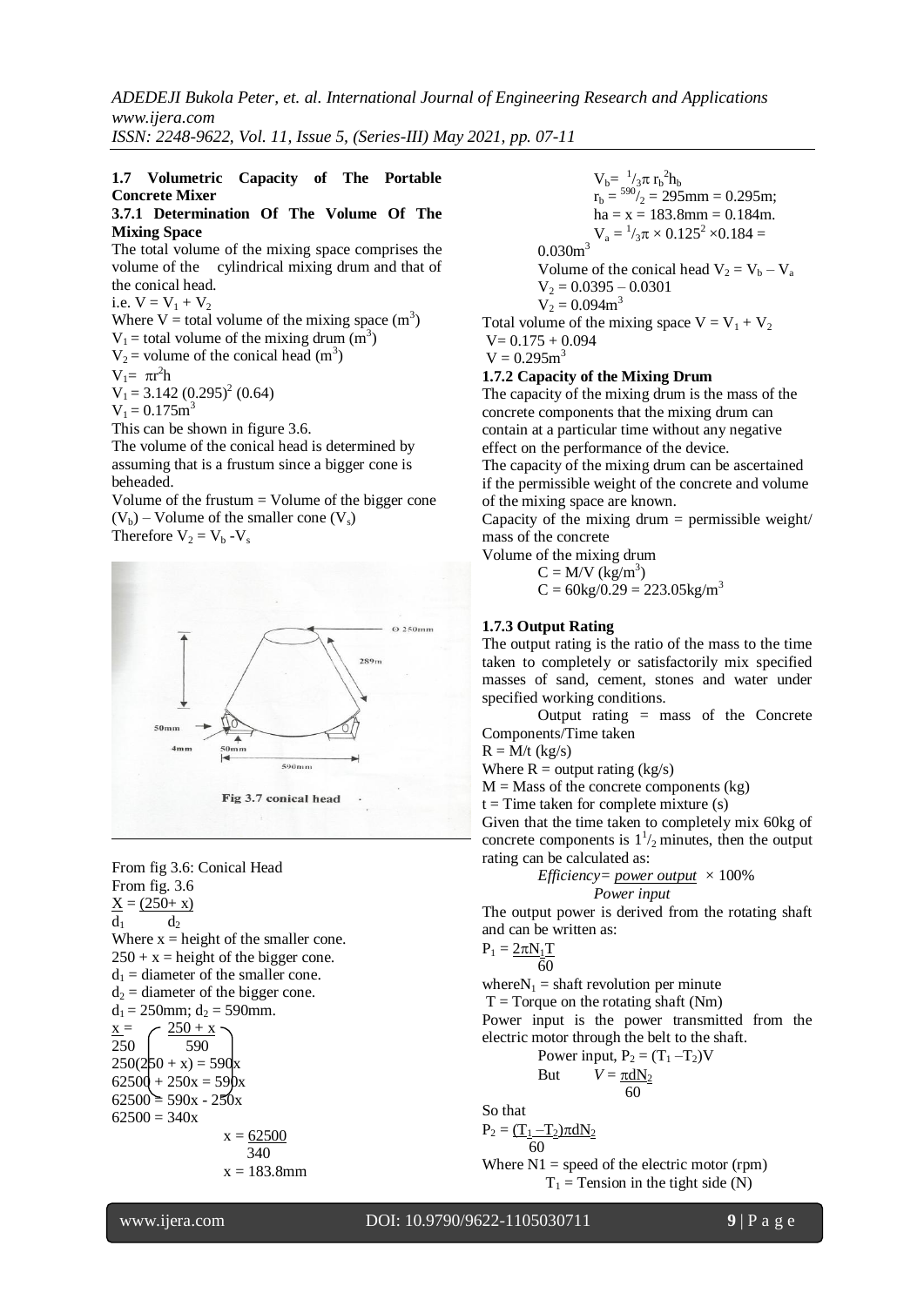**1.7 Volumetric Capacity of The Portable Concrete Mixer**

**3.7.1 Determination Of The Volume Of The Mixing Space**

The total volume of the mixing space comprises the volume of the cylindrical mixing drum and that of the conical head.

i.e. $V = V_1 + V_2$

Where V = total volume of the mixing space ($m^3$)

$V_1$ = total volume of the mixing drum ($m^3$)

$V_2$ = volume of the conical head ($m^3$)

$V_1 = \pi r^2 h$

$V_1 = 3.142\,(0.295)^2\,(0.64)$

$V_1 = 0.175m^3$

This can be shown in figure 3.6.

The volume of the conical head is determined by assuming that is a frustum since a bigger cone is beheaded.

Volume of the frustum = Volume of the bigger cone ($V_b$) – Volume of the smaller cone ($V_s$)

Therefore $V_2 = V_b - V_s$

Fig 3.7 conical head

From fig 3.6: Conical Head

From fig. 3.6

$$\frac{X}{d_1} = \frac{(250 + x)}{d_2}$$

Where x = height of the smaller cone.

250 + x = height of the bigger cone.

$d_1$ = diameter of the smaller cone.

$d_2$ = diameter of the bigger cone.

$d_1 = 250mm$; $d_2 = 590mm$.

$$\frac{x}{250} = \frac{250 + x}{590}$$

$250(250 + x) = 590x$

$62500 + 250x = 590x$

$62500 = 590x - 250x$

$62500 = 340x$

$$x = \frac{62500}{340}$$

$x = 183.8mm$

$V_b = {}^1/_3\pi\, r_b^2 h_b$

$r_b = {}^{590}/_2 = 295mm = 0.295m$;

$ha = x = 183.8mm = 0.184m$.

$V_a = {}^1/_3\pi \times 0.125^2 \times 0.184 = 0.030m^3$

Volume of the conical head $V_2 = V_b - V_a$

$V_2 = 0.0395 - 0.0301$

$V_2 = 0.094m^3$

Total volume of the mixing space $V = V_1 + V_2$

$V = 0.175 + 0.094$

$V = 0.295m^3$

**1.7.2 Capacity of the Mixing Drum**

The capacity of the mixing drum is the mass of the concrete components that the mixing drum can contain at a particular time without any negative effect on the performance of the device.

The capacity of the mixing drum can be ascertained if the permissible weight of the concrete and volume of the mixing space are known.

Capacity of the mixing drum = permissible weight/ mass of the concrete

Volume of the mixing drum

$C = M/V\ (kg/m^3)$

$C = 60kg/0.29 = 223.05kg/m^3$

**1.7.3 Output Rating**

The output rating is the ratio of the mass to the time taken to completely or satisfactorily mix specified masses of sand, cement, stones and water under specified working conditions.

Output rating = mass of the Concrete Components/Time taken

$R = M/t$ (kg/s)

Where R = output rating (kg/s)

M = Mass of the concrete components (kg)

t = Time taken for complete mixture (s)

Given that the time taken to completely mix 60kg of concrete components is $1^1/_2$ minutes, then the output rating can be calculated as:

$$Efficiency = \frac{power\ output}{Power\ input} \times 100\%$$

The output power is derived from the rotating shaft and can be written as:

$$P_1 = \frac{2\pi N_1 T}{60}$$

where$N_1$ = shaft revolution per minute

T = Torque on the rotating shaft (Nm)

Power input is the power transmitted from the electric motor through the belt to the shaft.

Power input, $P_2 = (T_1 - T_2)V$

But $V = \frac{\pi d N_2}{60}$

So that

$$P_2 = \frac{(T_1 - T_2)\pi d N_2}{60}$$

Where N1 = speed of the electric motor (rpm)

$T_1$ = Tension in the tight side (N)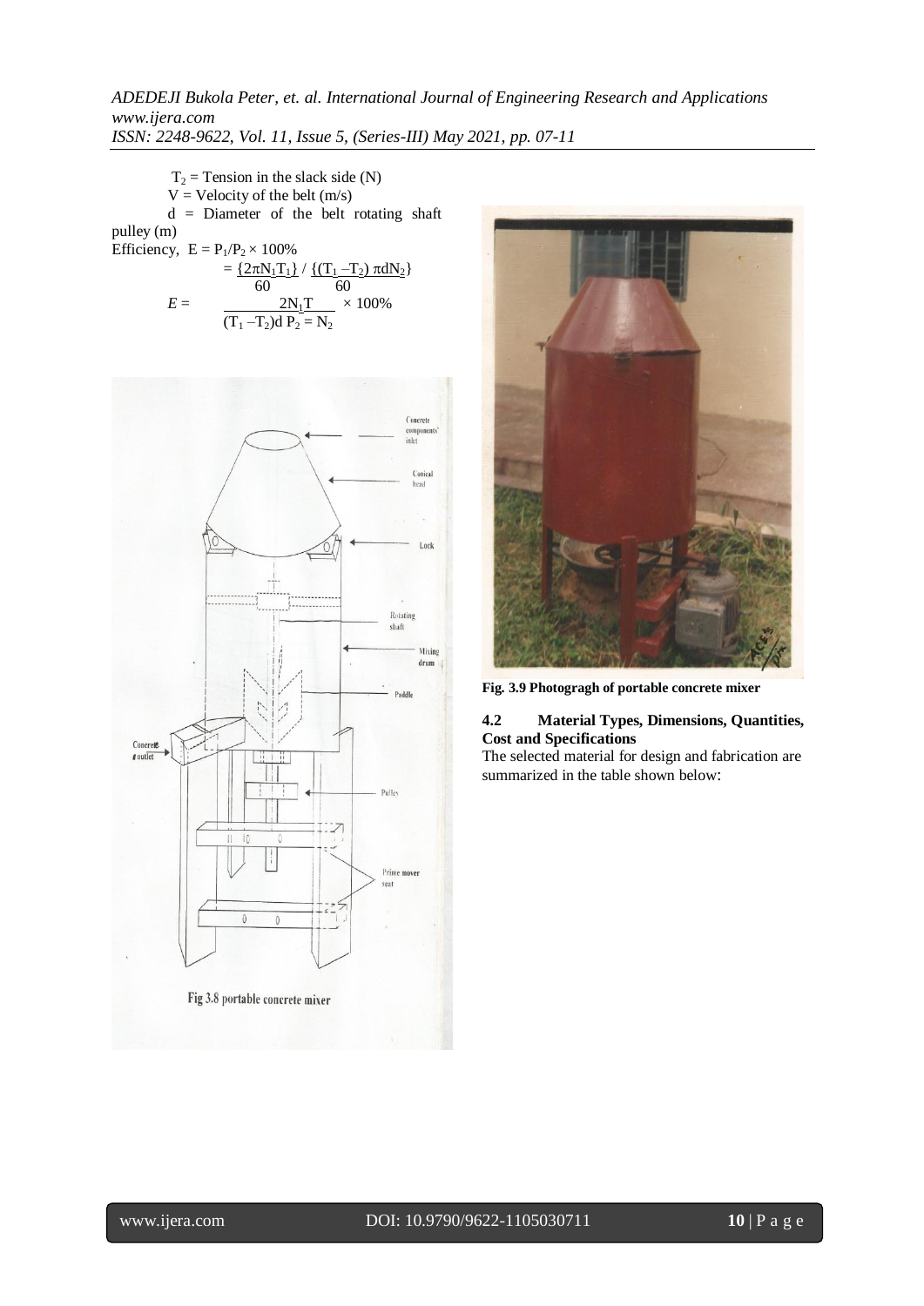$T_2$ = Tension in the slack side (N)

V = Velocity of the belt (m/s)

d = Diameter of the belt rotating shaft pulley (m)

Efficiency, $E = P_1/P_2 \times 100\%$

$$= \frac{2\pi N_1 T_1}{60} \Big/ \frac{(T_1 - T_2)\pi d N_2}{60}$$

$$E = \frac{2 N_1 T}{(T_1 - T_2) d} \times 100\% \quad P_2 = N_2$$

Fig 3.8 portable concrete mixer

**Fig. 3.9 Photogragh of portable concrete mixer**

### 4.2 Material Types, Dimensions, Quantities, Cost and Specifications

The selected material for design and fabrication are summarized in the table shown below: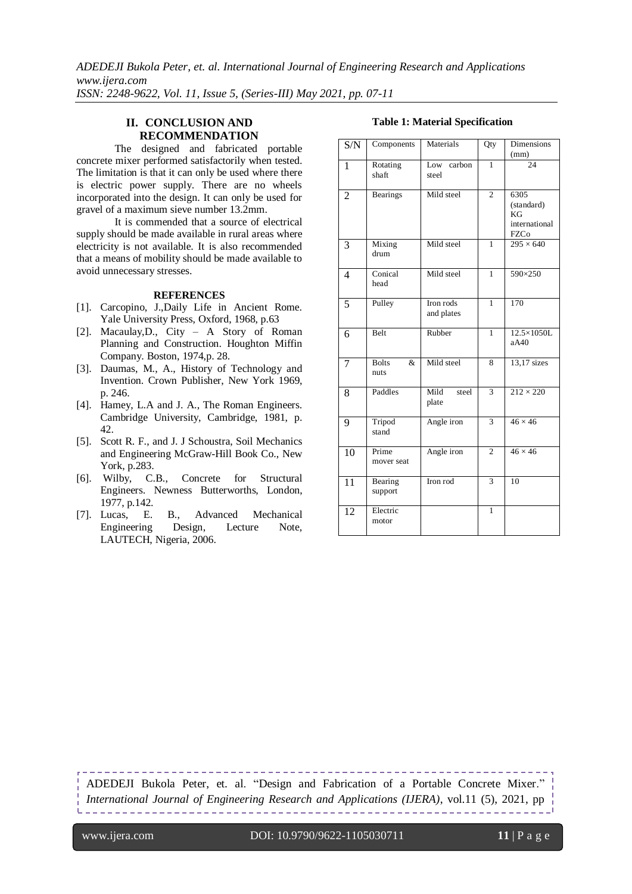## II. CONCLUSION AND RECOMMENDATION

The designed and fabricated portable concrete mixer performed satisfactorily when tested. The limitation is that it can only be used where there is electric power supply. There are no wheels incorporated into the design. It can only be used for gravel of a maximum sieve number 13.2mm.

It is commended that a source of electrical supply should be made available in rural areas where electricity is not available. It is also recommended that a means of mobility should be made available to avoid unnecessary stresses.

### REFERENCES

[1]. Carcopino, J.,Daily Life in Ancient Rome. Yale University Press, Oxford, 1968, p.63
[2]. Macaulay,D., City – A Story of Roman Planning and Construction. Houghton Miffin Company. Boston, 1974,p. 28.
[3]. Daumas, M., A., History of Technology and Invention. Crown Publisher, New York 1969, p. 246.
[4]. Hamey, L.A and J. A., The Roman Engineers. Cambridge University, Cambridge, 1981, p. 42.
[5]. Scott R. F., and J. J Schoustra, Soil Mechanics and Engineering McGraw-Hill Book Co., New York, p.283.
[6]. Wilby, C.B., Concrete for Structural Engineers. Newness Butterworths, London, 1977, p.142.
[7]. Lucas, E. B., Advanced Mechanical Engineering Design, Lecture Note, LAUTECH, Nigeria, 2006.

**Table 1: Material Specification**

| S/N | Components | Materials | Qty | Dimensions (mm) |
|---|---|---|---|---|
| 1 | Rotating shaft | Low carbon steel | 1 | 24 |
| 2 | Bearings | Mild steel | 2 | 6305 (standard) KG international FZCo |
| 3 | Mixing drum | Mild steel | 1 | 295 × 640 |
| 4 | Conical head | Mild steel | 1 | 590×250 |
| 5 | Pulley | Iron rods and plates | 1 | 170 |
| 6 | Belt | Rubber | 1 | 12.5×1050L aA40 |
| 7 | Bolts & nuts | Mild steel | 8 | 13,17 sizes |
| 8 | Paddles | Mild steel plate | 3 | 212 × 220 |
| 9 | Tripod stand | Angle iron | 3 | 46 × 46 |
| 10 | Prime mover seat | Angle iron | 2 | 46 × 46 |
| 11 | Bearing support | Iron rod | 3 | 10 |
| 12 | Electric motor | | 1 | |

ADEDEJI Bukola Peter, et. al. "Design and Fabrication of a Portable Concrete Mixer." *International Journal of Engineering Research and Applications (IJERA)*, vol.11 (5), 2021, pp